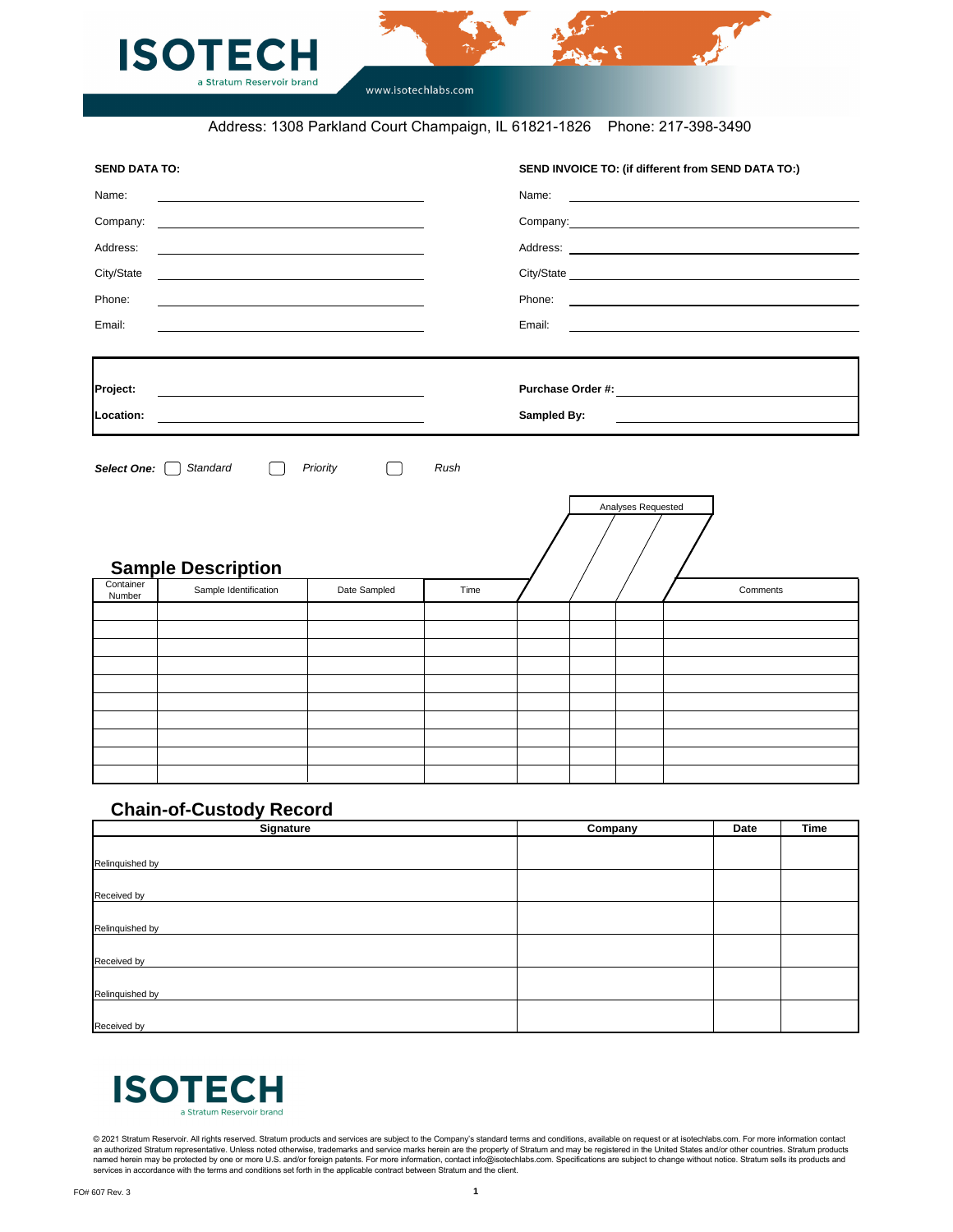# ISOTECH

a Stratum Reservoir brand

www.isotechlabs.com

Address: 1308 Parkland Court Champaign, IL 61821-1826 Phone: 217-398-3490

**SEND DATA TO:**

Name: ______________________

Company: ______________________

Address: ______________________

City/State ______________________

Phone: ______________________

Email: ______________________

**SEND INVOICE TO: (if different from SEND DATA TO:)**

Name: ______________________

Company: ______________________

Address: ______________________

City/State ______________________

Phone: ______________________

Email: ______________________

**Project:** ______________________ **Purchase Order #:** ______________________

**Location:** ______________________ **Sampled By:** ______________________

***Select One:*** ☐ *Standard* ☐ *Priority* ☐ *Rush*

## Sample Description

| Container Number | Sample Identification | Date Sampled | Time | Analyses Requested | | | | Comments |
|---|---|---|---|---|---|---|---|---|
| | | | | | | | | |
| | | | | | | | | |
| | | | | | | | | |
| | | | | | | | | |
| | | | | | | | | |
| | | | | | | | | |
| | | | | | | | | |
| | | | | | | | | |
| | | | | | | | | |
| | | | | | | | | |

## Chain-of-Custody Record

| Signature | Company | Date | Time |
|---|---|---|---|
| Relinquished by | | | |
| Received by | | | |
| Relinquished by | | | |
| Received by | | | |
| Relinquished by | | | |
| Received by | | | |

ISOTECH

a Stratum Reservoir brand

© 2021 Stratum Reservoir. All rights reserved. Stratum products and services are subject to the Company's standard terms and conditions, available on request or at isotechlabs.com. For more information contact an authorized Stratum representative. Unless noted otherwise, trademarks and service marks herein are the property of Stratum and may be registered in the United States and/or other countries. Stratum products named herein may be protected by one or more U.S. and/or foreign patents. For more information, contact info@isotechlabs.com. Specifications are subject to change without notice. Stratum sells its products and services in accordance with the terms and conditions set forth in the applicable contract between Stratum and the client.

FO# 607 Rev. 3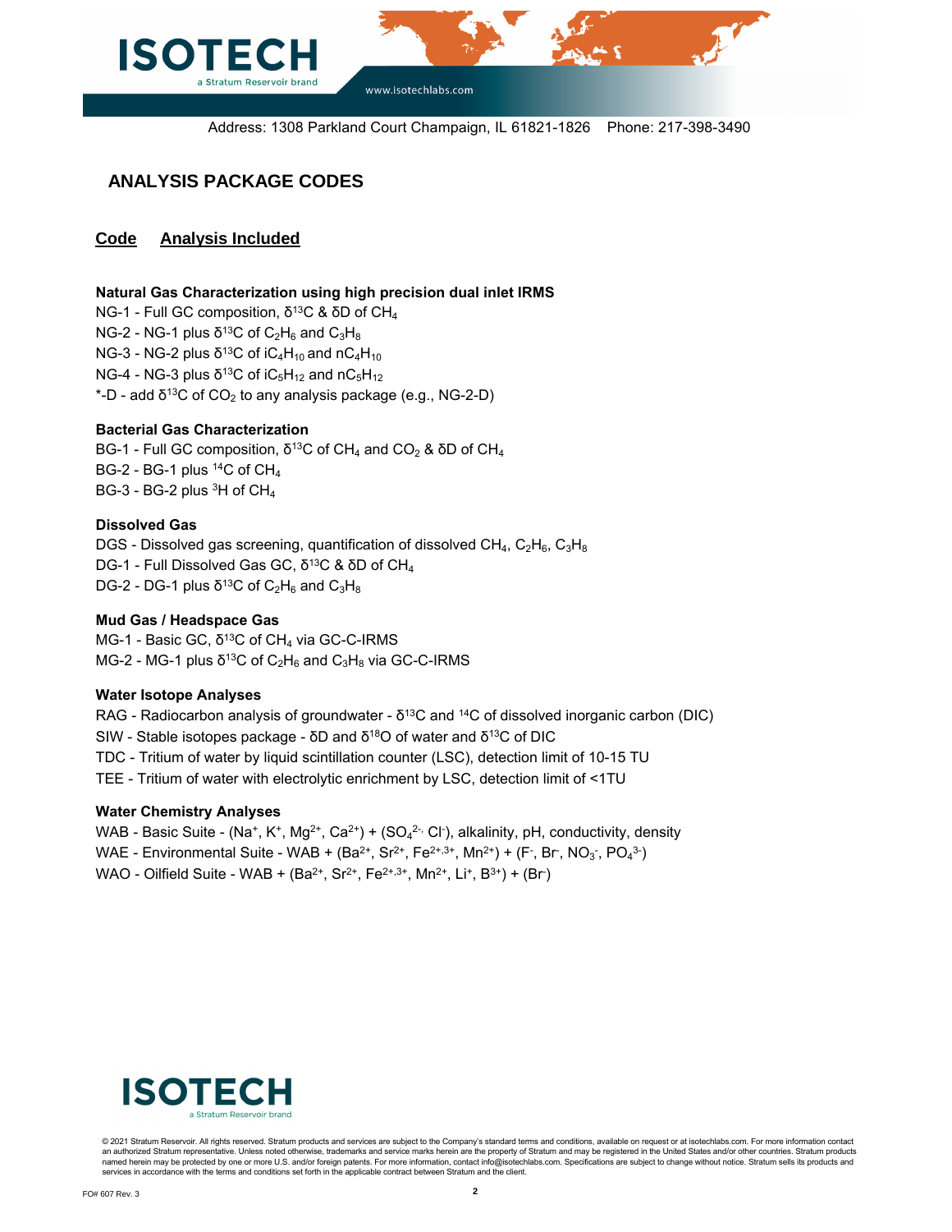Address: 1308 Parkland Court Champaign, IL 61821-1826    Phone: 217-398-3490

## ANALYSIS PACKAGE CODES

**Code    Analysis Included**

### Natural Gas Characterization using high precision dual inlet IRMS

NG-1 - Full GC composition, $\delta^{13}C$ & $\delta D$ of $CH_4$
NG-2 - NG-1 plus $\delta^{13}C$ of $C_2H_6$ and $C_3H_8$
NG-3 - NG-2 plus $\delta^{13}C$ of $iC_4H_{10}$ and $nC_4H_{10}$
NG-4 - NG-3 plus $\delta^{13}C$ of $iC_5H_{12}$ and $nC_5H_{12}$
*-D - add $\delta^{13}C$ of $CO_2$ to any analysis package (e.g., NG-2-D)

### Bacterial Gas Characterization

BG-1 - Full GC composition, $\delta^{13}C$ of $CH_4$ and $CO_2$ & $\delta D$ of $CH_4$
BG-2 - BG-1 plus $^{14}C$ of $CH_4$
BG-3 - BG-2 plus $^{3}H$ of $CH_4$

### Dissolved Gas

DGS - Dissolved gas screening, quantification of dissolved $CH_4$, $C_2H_6$, $C_3H_8$
DG-1 - Full Dissolved Gas GC, $\delta^{13}C$ & $\delta D$ of $CH_4$
DG-2 - DG-1 plus $\delta^{13}C$ of $C_2H_6$ and $C_3H_8$

### Mud Gas / Headspace Gas

MG-1 - Basic GC, $\delta^{13}C$ of $CH_4$ via GC-C-IRMS
MG-2 - MG-1 plus $\delta^{13}C$ of $C_2H_6$ and $C_3H_8$ via GC-C-IRMS

### Water Isotope Analyses

RAG - Radiocarbon analysis of groundwater - $\delta^{13}C$ and $^{14}C$ of dissolved inorganic carbon (DIC)
SIW - Stable isotopes package - $\delta D$ and $\delta^{18}O$ of water and $\delta^{13}C$ of DIC
TDC - Tritium of water by liquid scintillation counter (LSC), detection limit of 10-15 TU
TEE - Tritium of water with electrolytic enrichment by LSC, detection limit of <1TU

### Water Chemistry Analyses

WAB - Basic Suite - ($Na^{+}$, $K^{+}$, $Mg^{2+}$, $Ca^{2+}$) + ($SO_4^{2-}$, $Cl^{-}$), alkalinity, pH, conductivity, density
WAE - Environmental Suite - WAB + ($Ba^{2+}$, $Sr^{2+}$, $Fe^{2+,3+}$, $Mn^{2+}$) + ($F^{-}$, $Br^{-}$, $NO_3^{-}$, $PO_4^{3-}$)
WAO - Oilfield Suite - WAB + ($Ba^{2+}$, $Sr^{2+}$, $Fe^{2+,3+}$, $Mn^{2+}$, $Li^{+}$, $B^{3+}$) + ($Br^{-}$)

ISOTECH
a Stratum Reservoir brand

© 2021 Stratum Reservoir. All rights reserved. Stratum products and services are subject to the Company's standard terms and conditions, available on request or at isotechlabs.com. For more information contact an authorized Stratum representative. Unless noted otherwise, trademarks and service marks herein are the property of Stratum and may be registered in the United States and/or other countries. Stratum products named herein may be protected by one or more U.S. and/or foreign patents. For more information, contact info@isotechlabs.com. Specifications are subject to change without notice. Stratum sells its products and services in accordance with the terms and conditions set forth in the applicable contract between Stratum and the client.

FO# 607 Rev. 3